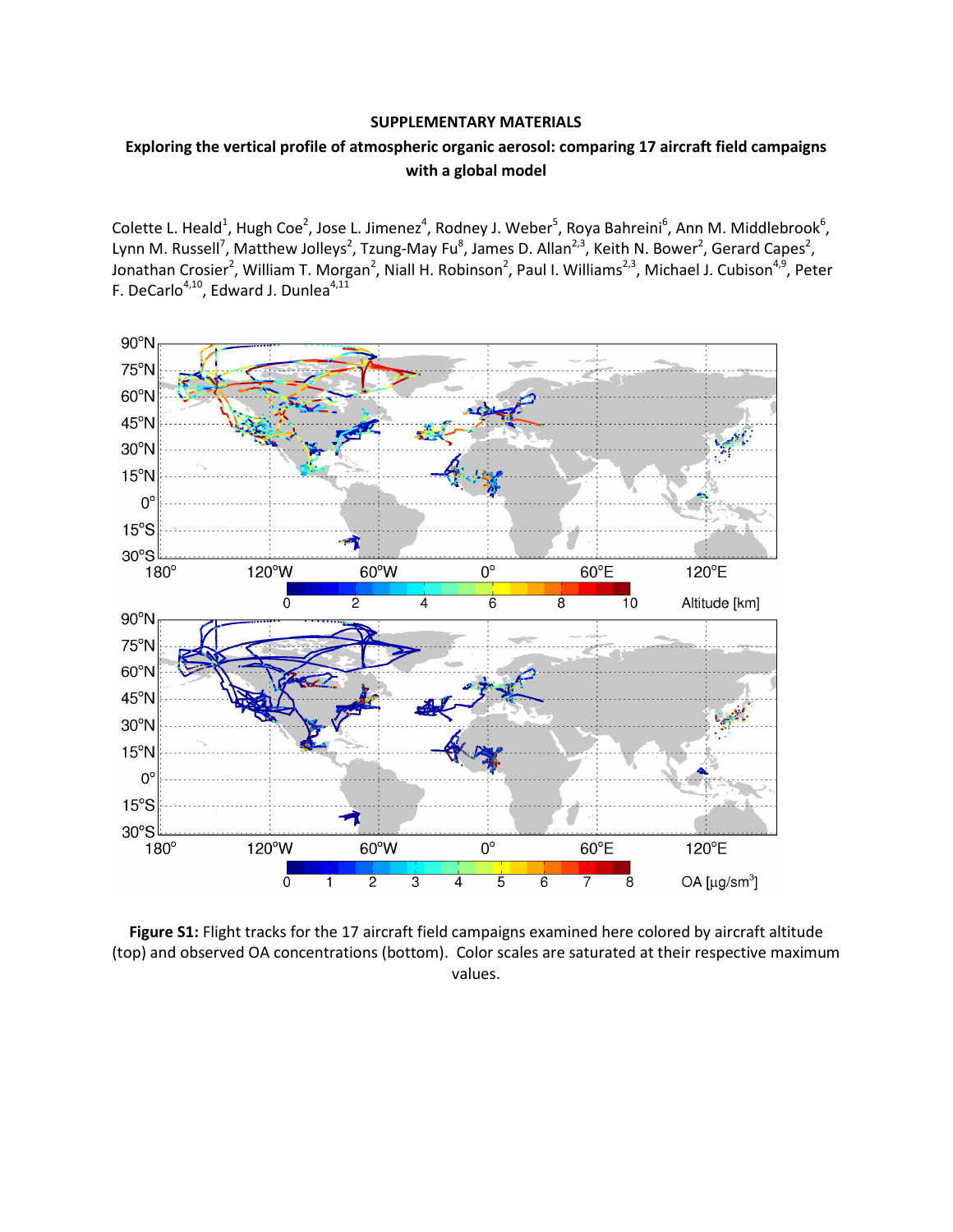**SUPPLEMENTARY MATERIALS**

**Exploring the vertical profile of atmospheric organic aerosol: comparing 17 aircraft field campaigns with a global model**

Colette L. Heald[1], Hugh Coe[2], Jose L. Jimenez[4], Rodney J. Weber[5], Roya Bahreini[6], Ann M. Middlebrook[6], Lynn M. Russell[7], Matthew Jolleys[2], Tzung-May Fu[8], James D. Allan[2,3], Keith N. Bower[2], Gerard Capes[2], Jonathan Crosier[2], William T. Morgan[2], Niall H. Robinson[2], Paul I. Williams[2,3], Michael J. Cubison[4,9], Peter F. DeCarlo[4,10], Edward J. Dunlea[4,11]

**Figure S1:** Flight tracks for the 17 aircraft field campaigns examined here colored by aircraft altitude (top) and observed OA concentrations (bottom). Color scales are saturated at their respective maximum values.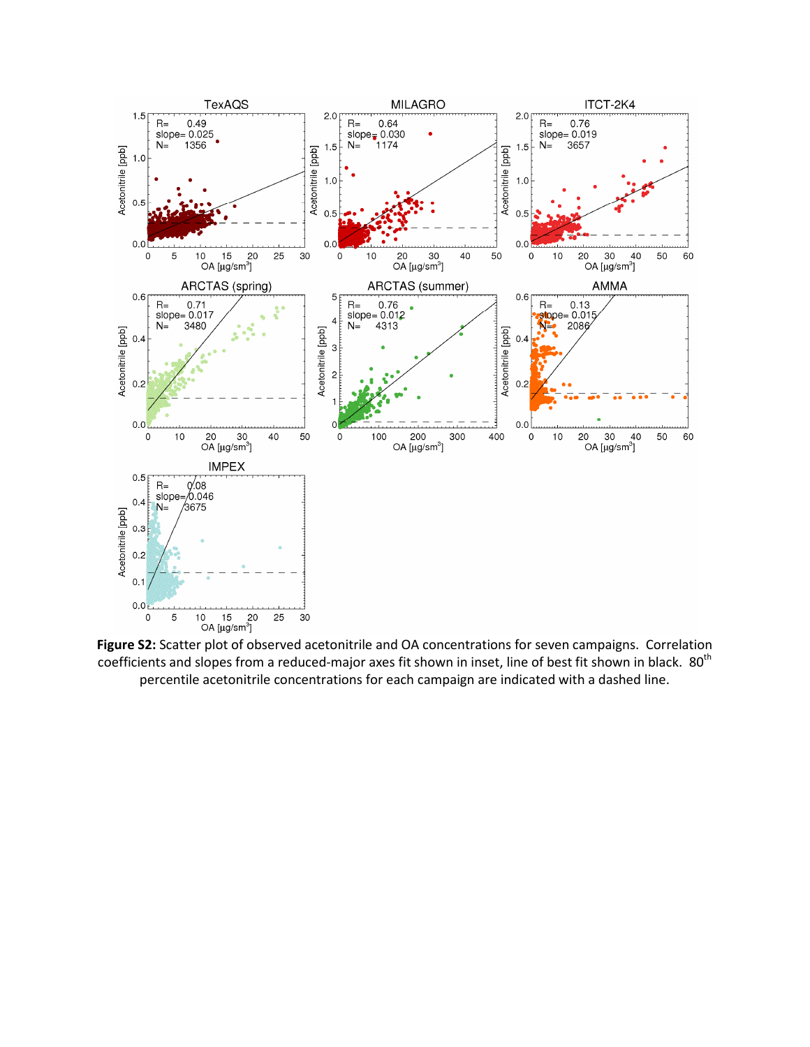**Figure S2:** Scatter plot of observed acetonitrile and OA concentrations for seven campaigns. Correlation coefficients and slopes from a reduced-major axes fit shown in inset, line of best fit shown in black. 80[th] percentile acetonitrile concentrations for each campaign are indicated with a dashed line.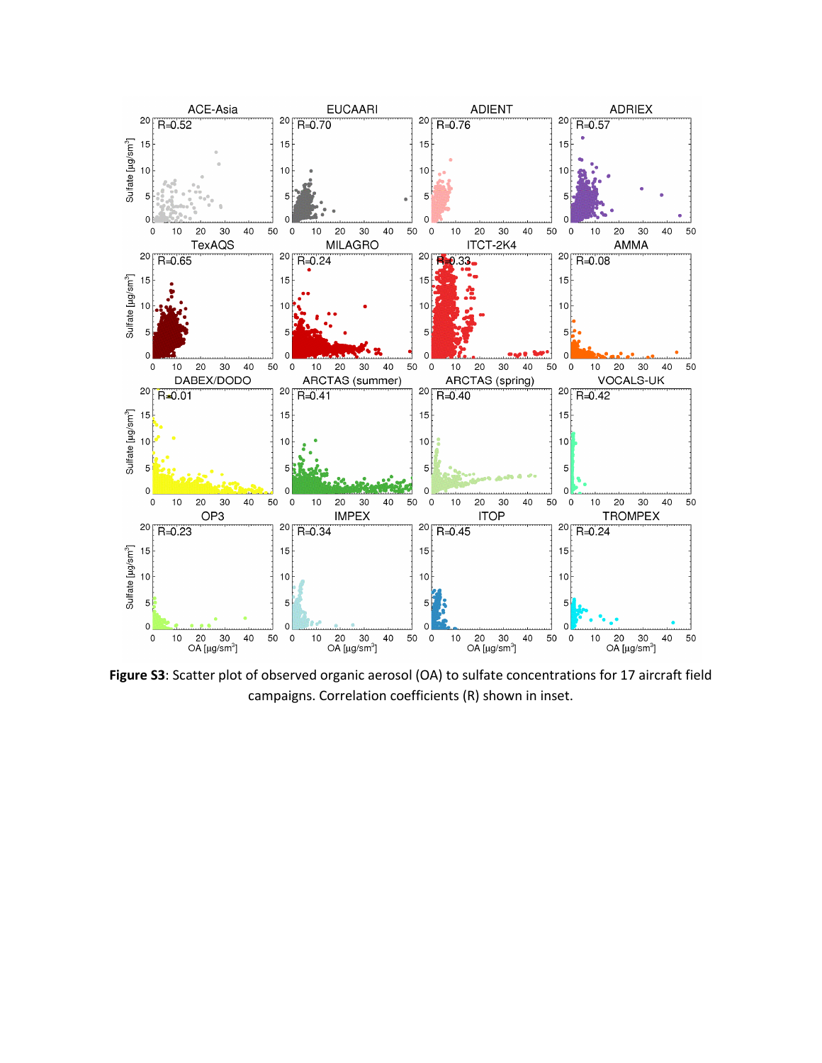**Figure S3**: Scatter plot of observed organic aerosol (OA) to sulfate concentrations for 17 aircraft field campaigns. Correlation coefficients (R) shown in inset.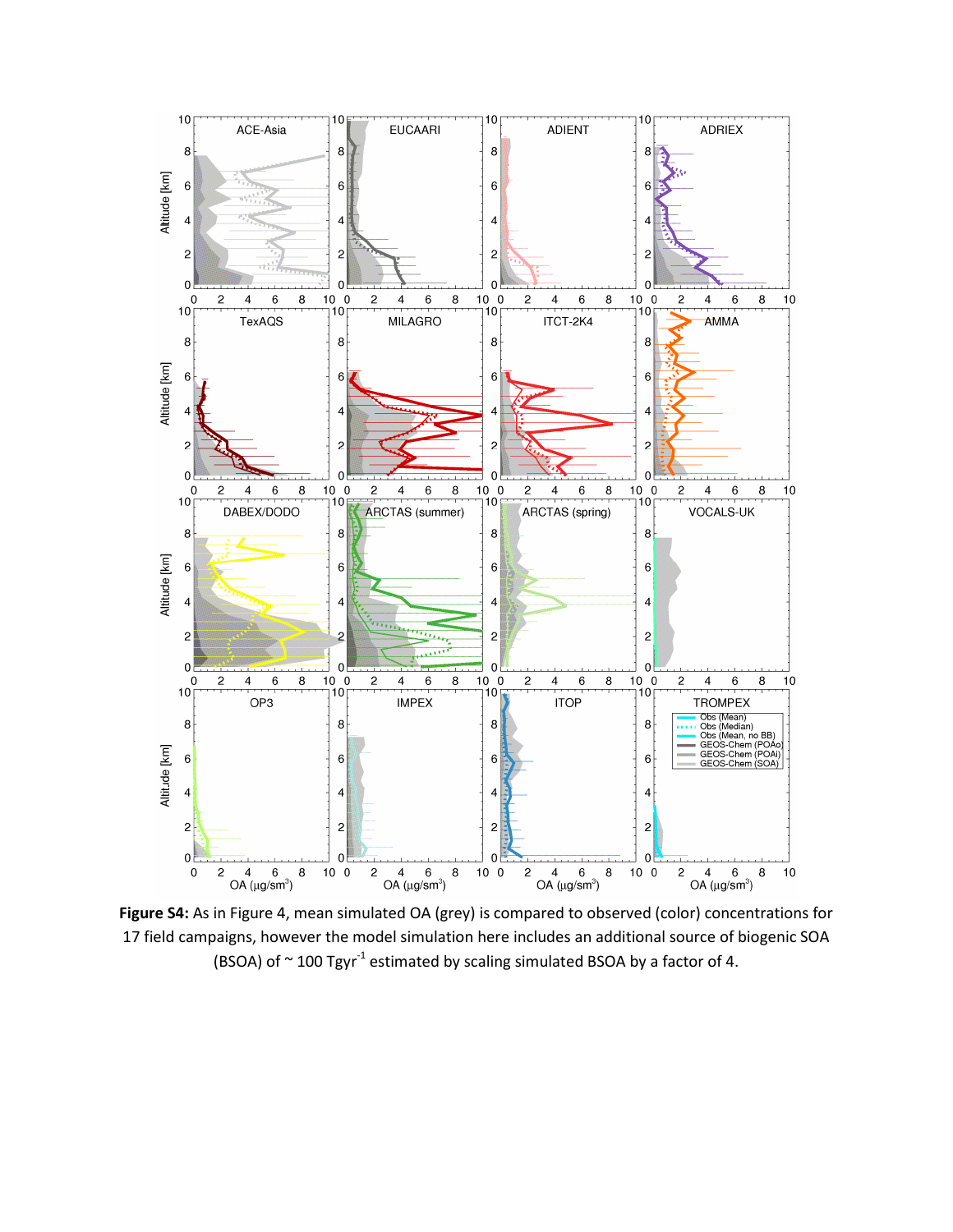ACE-Asia

EUCAARI

ADIENT

ADRIEX

TexAQS

MILAGRO

ITCT-2K4

AMMA

DABEX/DODO

ARCTAS (summer)

ARCTAS (spring)

VOCALS-UK

OP3

IMPEX

ITOP

TROMPEX

Altitude [km]

OA (μg/sm³)

Obs (Mean)
Obs (Median)
Obs (Mean, no BB)
GEOS-Chem (POAo)
GEOS-Chem (POAi)
GEOS-Chem (SOA)

0 2 4 6 8 10

**Figure S4:** As in Figure 4, mean simulated OA (grey) is compared to observed (color) concentrations for 17 field campaigns, however the model simulation here includes an additional source of biogenic SOA (BSOA) of ~ 100 $Tgyr^{-1}$ estimated by scaling simulated BSOA by a factor of 4.